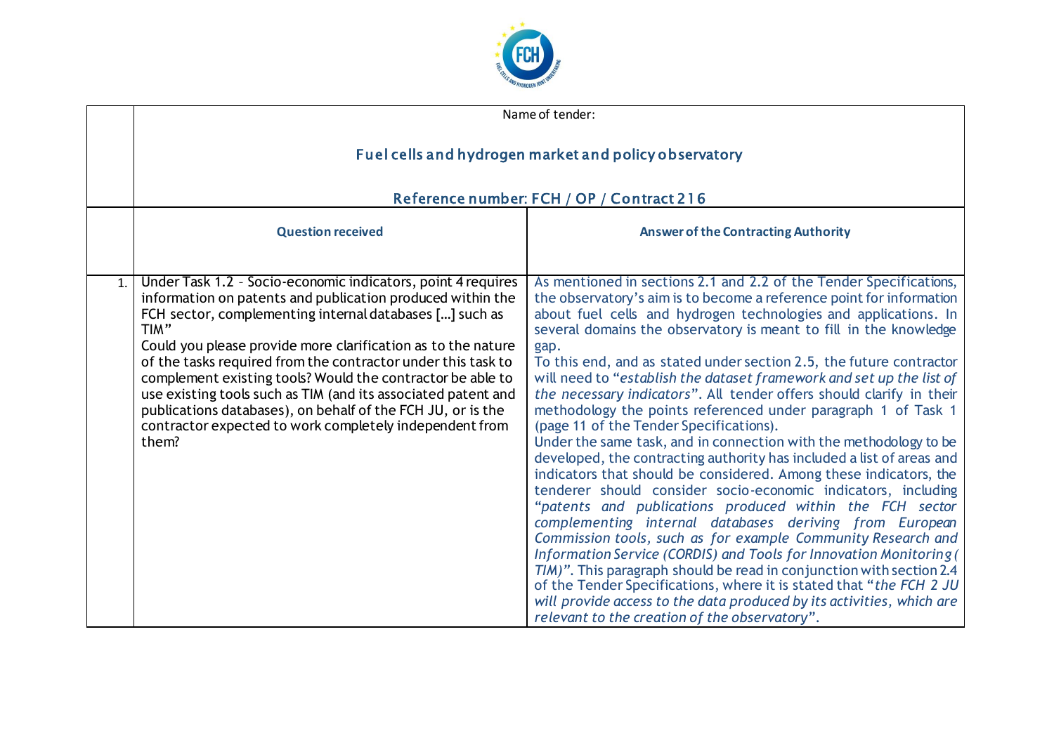| | Name of tender: **Fuel cells and hydrogen market and policy observatory** **Reference number: FCH / OP / Contract 216** | |
|---|---|---|
| | **Question received** | **Answer of the Contracting Authority** |
| 1. | Under Task 1.2 – Socio-economic indicators, point 4 requires information on patents and publication produced within the FCH sector, complementing internal databases [...] such as TIM" Could you please provide more clarification as to the nature of the tasks required from the contractor under this task to complement existing tools? Would the contractor be able to use existing tools such as TIM (and its associated patent and publications databases), on behalf of the FCH JU, or is the contractor expected to work completely independent from them? | As mentioned in sections 2.1 and 2.2 of the Tender Specifications, the observatory's aim is to become a reference point for information about fuel cells and hydrogen technologies and applications. In several domains the observatory is meant to fill in the knowledge gap. To this end, and as stated under section 2.5, the future contractor will need to "*establish the dataset framework and set up the list of the necessary indicators*". All tender offers should clarify in their methodology the points referenced under paragraph 1 of Task 1 (page 11 of the Tender Specifications). Under the same task, and in connection with the methodology to be developed, the contracting authority has included a list of areas and indicators that should be considered. Among these indicators, the tenderer should consider socio-economic indicators, including "*patents and publications produced within the FCH sector complementing internal databases deriving from European Commission tools, such as for example Community Research and Information Service (CORDIS) and Tools for Innovation Monitoring (TIM)*". This paragraph should be read in conjunction with section 2.4 of the Tender Specifications, where it is stated that "*the FCH 2 JU will provide access to the data produced by its activities, which are relevant to the creation of the observatory*". |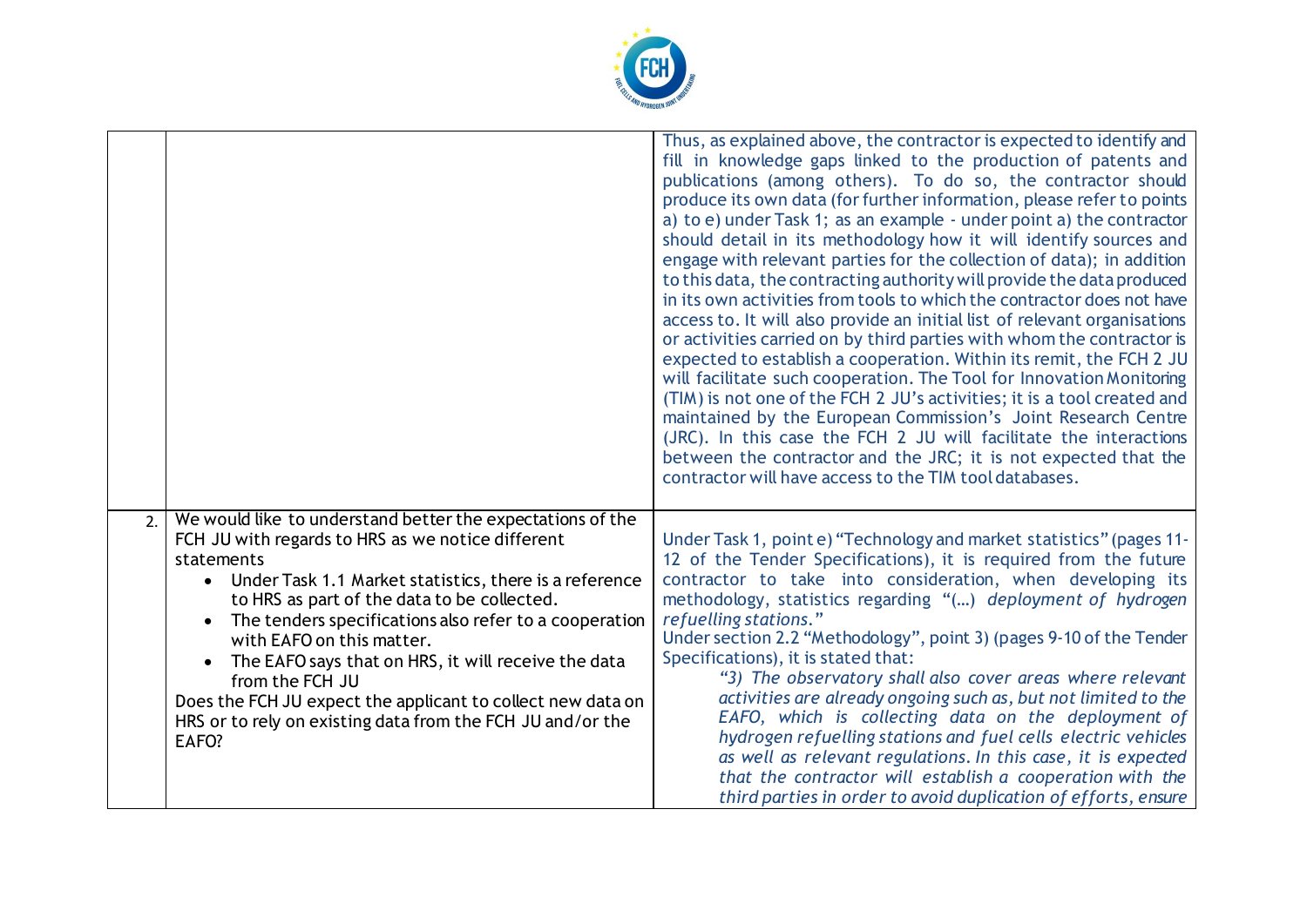| | | |
|---|---|---|
| | | Thus, as explained above, the contractor is expected to identify and fill in knowledge gaps linked to the production of patents and publications (among others). To do so, the contractor should produce its own data (for further information, please refer to points a) to e) under Task 1; as an example - under point a) the contractor should detail in its methodology how it will identify sources and engage with relevant parties for the collection of data); in addition to this data, the contracting authority will provide the data produced in its own activities from tools to which the contractor does not have access to. It will also provide an initial list of relevant organisations or activities carried on by third parties with whom the contractor is expected to establish a cooperation. Within its remit, the FCH 2 JU will facilitate such cooperation. The Tool for Innovation Monitoring (TIM) is not one of the FCH 2 JU's activities; it is a tool created and maintained by the European Commission's Joint Research Centre (JRC). In this case the FCH 2 JU will facilitate the interactions between the contractor and the JRC; it is not expected that the contractor will have access to the TIM tool databases. |
| 2. | We would like to understand better the expectations of the FCH JU with regards to HRS as we notice different statements<br>• Under Task 1.1 Market statistics, there is a reference to HRS as part of the data to be collected.<br>• The tenders specifications also refer to a cooperation with EAFO on this matter.<br>• The EAFO says that on HRS, it will receive the data from the FCH JU<br>Does the FCH JU expect the applicant to collect new data on HRS or to rely on existing data from the FCH JU and/or the EAFO? | Under Task 1, point e) "Technology and market statistics" (pages 11-12 of the Tender Specifications), it is required from the future contractor to take into consideration, when developing its methodology, statistics regarding "*(…) deployment of hydrogen refuelling stations.*"<br>Under section 2.2 "Methodology", point 3) (pages 9-10 of the Tender Specifications), it is stated that:<br>*"3) The observatory shall also cover areas where relevant activities are already ongoing such as, but not limited to the EAFO, which is collecting data on the deployment of hydrogen refuelling stations and fuel cells electric vehicles as well as relevant regulations. In this case, it is expected that the contractor will establish a cooperation with the third parties in order to avoid duplication of efforts, ensure* |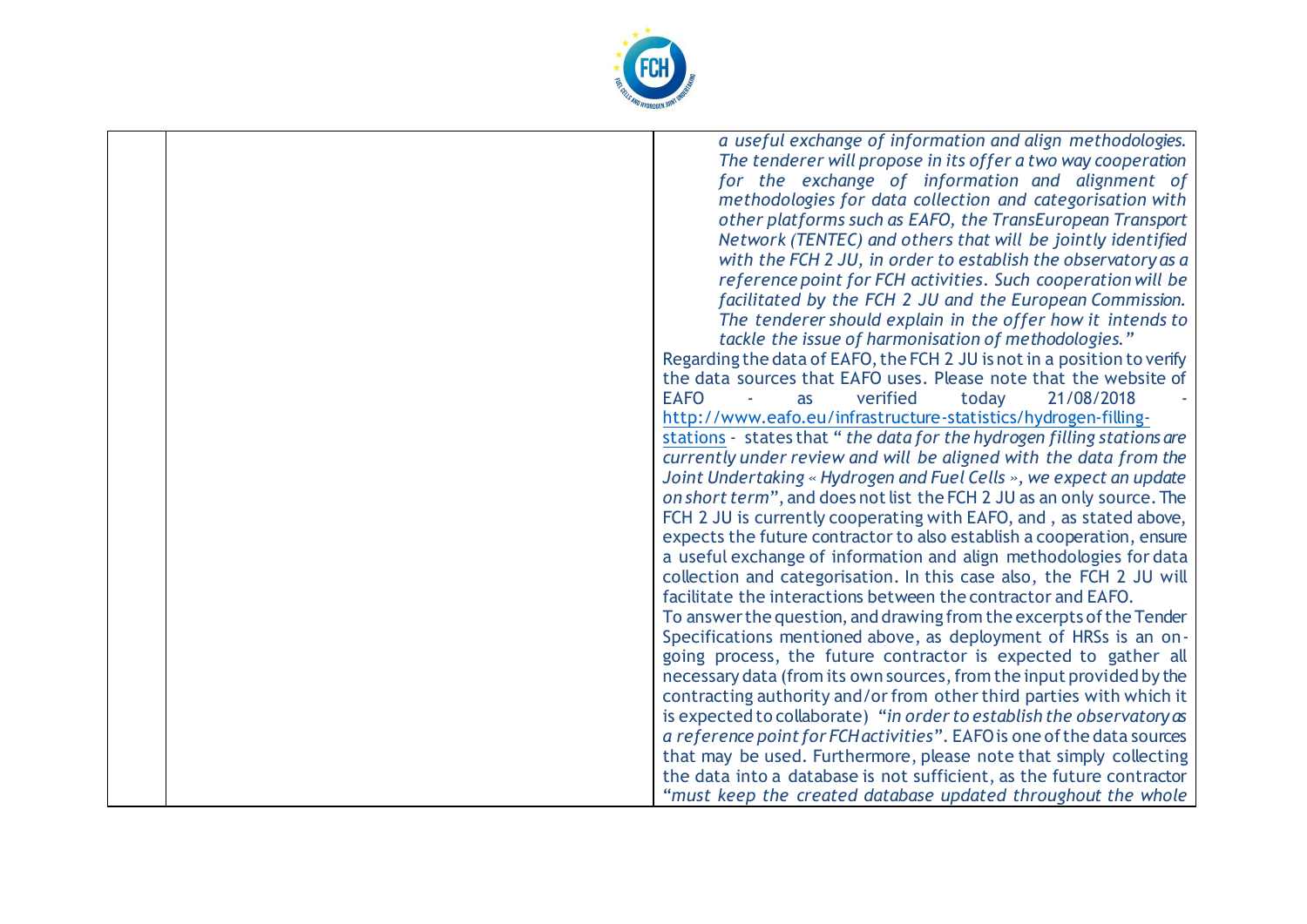| | | *a useful exchange of information and align methodologies. The tenderer will propose in its offer a two way cooperation for the exchange of information and alignment of methodologies for data collection and categorisation with other platforms such as EAFO, the TransEuropean Transport Network (TENTEC) and others that will be jointly identified with the FCH 2 JU, in order to establish the observatory as a reference point for FCH activities. Such cooperation will be facilitated by the FCH 2 JU and the European Commission. The tenderer should explain in the offer how it intends to tackle the issue of harmonisation of methodologies."*<br>Regarding the data of EAFO, the FCH 2 JU is not in a position to verify the data sources that EAFO uses. Please note that the website of EAFO - as verified today 21/08/2018 - [http://www.eafo.eu/infrastructure-statistics/hydrogen-filling-stations](http://www.eafo.eu/infrastructure-statistics/hydrogen-filling-stations) - states that " *the data for the hydrogen filling stations are currently under review and will be aligned with the data from the Joint Undertaking « Hydrogen and Fuel Cells », we expect an update on short term*", and does not list the FCH 2 JU as an only source. The FCH 2 JU is currently cooperating with EAFO, and , as stated above, expects the future contractor to also establish a cooperation, ensure a useful exchange of information and align methodologies for data collection and categorisation. In this case also, the FCH 2 JU will facilitate the interactions between the contractor and EAFO.<br>To answer the question, and drawing from the excerpts of the Tender Specifications mentioned above, as deployment of HRSs is an on-going process, the future contractor is expected to gather all necessary data (from its own sources, from the input provided by the contracting authority and/or from other third parties with which it is expected to collaborate) "*in order to establish the observatory as a reference point for FCH activities*". EAFO is one of the data sources that may be used. Furthermore, please note that simply collecting the data into a database is not sufficient, as the future contractor "*must keep the created database updated throughout the whole* |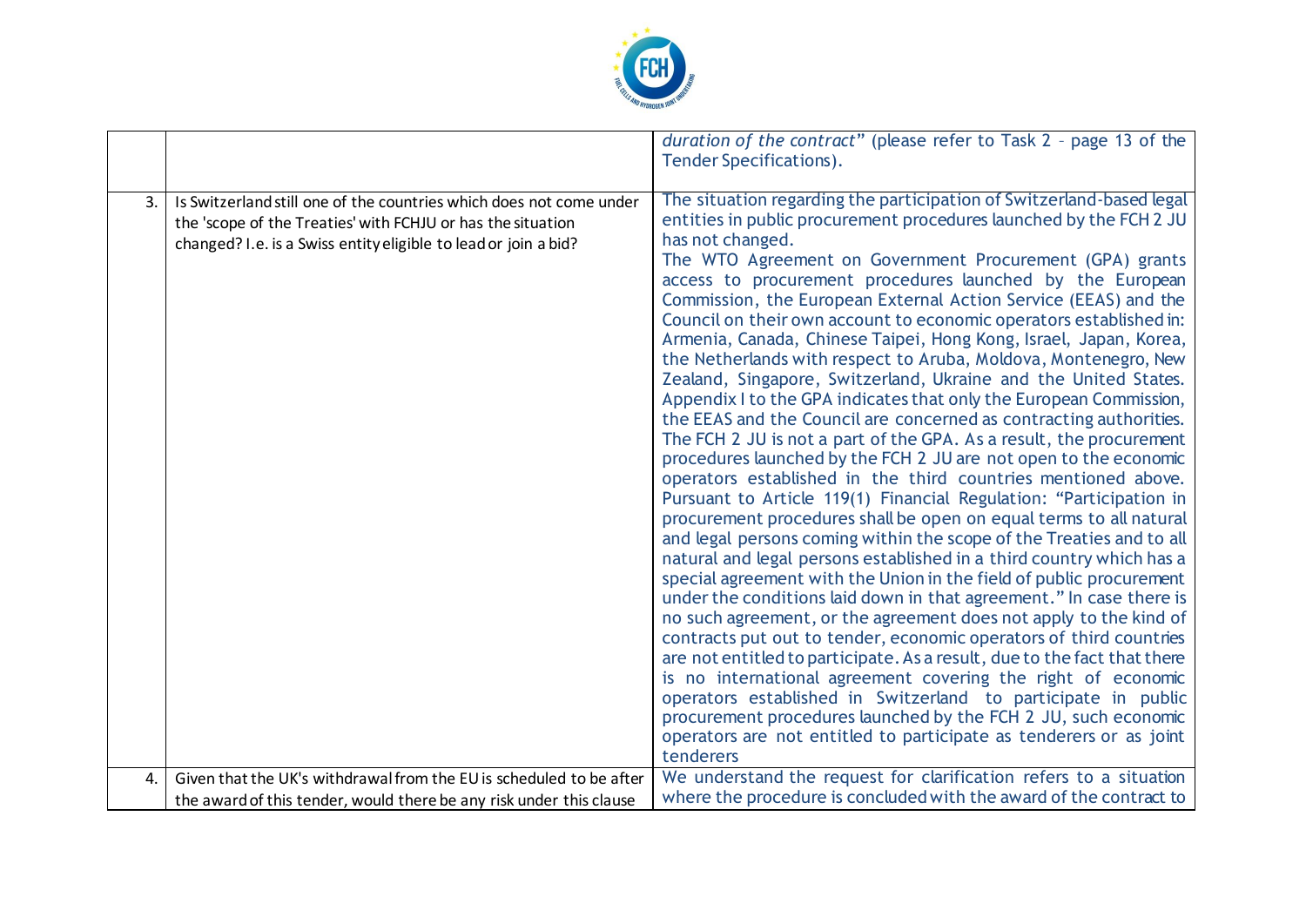| | | |
|---|---|---|
| | | *duration of the contract*" (please refer to Task 2 - page 13 of the Tender Specifications). |
| 3. | Is Switzerland still one of the countries which does not come under the 'scope of the Treaties' with FCHJU or has the situation changed? I.e. is a Swiss entity eligible to lead or join a bid? | The situation regarding the participation of Switzerland-based legal entities in public procurement procedures launched by the FCH 2 JU has not changed.<br>The WTO Agreement on Government Procurement (GPA) grants access to procurement procedures launched by the European Commission, the European External Action Service (EEAS) and the Council on their own account to economic operators established in: Armenia, Canada, Chinese Taipei, Hong Kong, Israel, Japan, Korea, the Netherlands with respect to Aruba, Moldova, Montenegro, New Zealand, Singapore, Switzerland, Ukraine and the United States. Appendix I to the GPA indicates that only the European Commission, the EEAS and the Council are concerned as contracting authorities. The FCH 2 JU is not a part of the GPA. As a result, the procurement procedures launched by the FCH 2 JU are not open to the economic operators established in the third countries mentioned above. Pursuant to Article 119(1) Financial Regulation: "Participation in procurement procedures shall be open on equal terms to all natural and legal persons coming within the scope of the Treaties and to all natural and legal persons established in a third country which has a special agreement with the Union in the field of public procurement under the conditions laid down in that agreement." In case there is no such agreement, or the agreement does not apply to the kind of contracts put out to tender, economic operators of third countries are not entitled to participate. As a result, due to the fact that there is no international agreement covering the right of economic operators established in Switzerland to participate in public procurement procedures launched by the FCH 2 JU, such economic operators are not entitled to participate as tenderers or as joint tenderers |
| 4. | Given that the UK's withdrawal from the EU is scheduled to be after the award of this tender, would there be any risk under this clause | We understand the request for clarification refers to a situation where the procedure is concluded with the award of the contract to |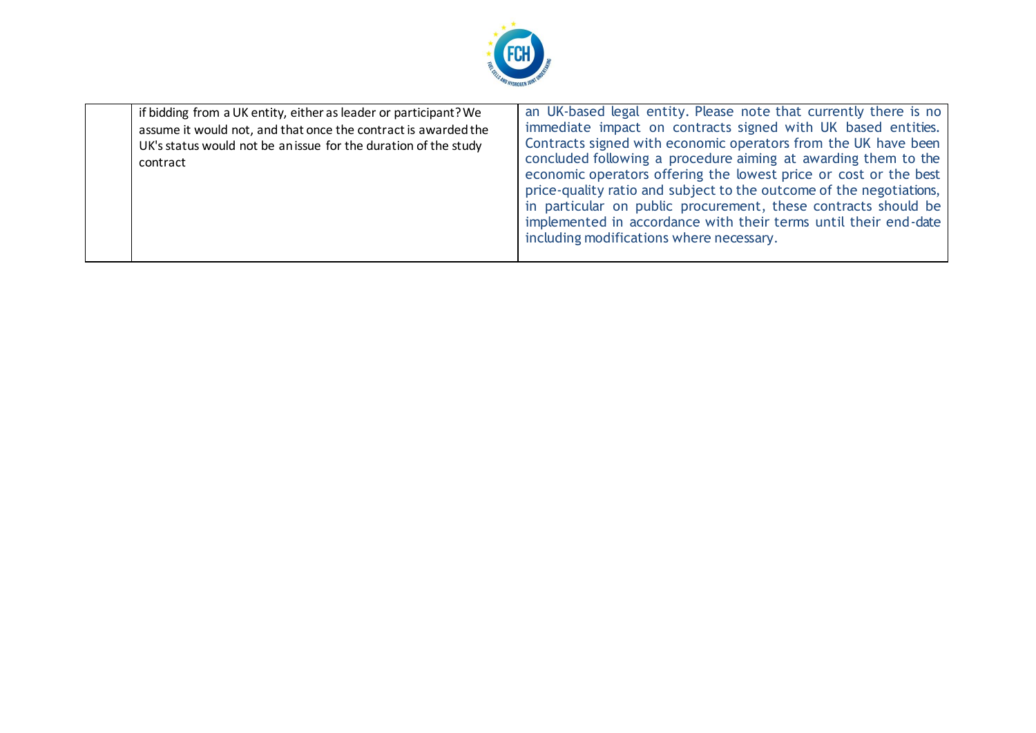| | | |
|---|---|---|
| | if bidding from a UK entity, either as leader or participant? We assume it would not, and that once the contract is awarded the UK's status would not be an issue for the duration of the study contract | an UK-based legal entity. Please note that currently there is no immediate impact on contracts signed with UK based entities. Contracts signed with economic operators from the UK have been concluded following a procedure aiming at awarding them to the economic operators offering the lowest price or cost or the best price-quality ratio and subject to the outcome of the negotiations, in particular on public procurement, these contracts should be implemented in accordance with their terms until their end-date including modifications where necessary. |